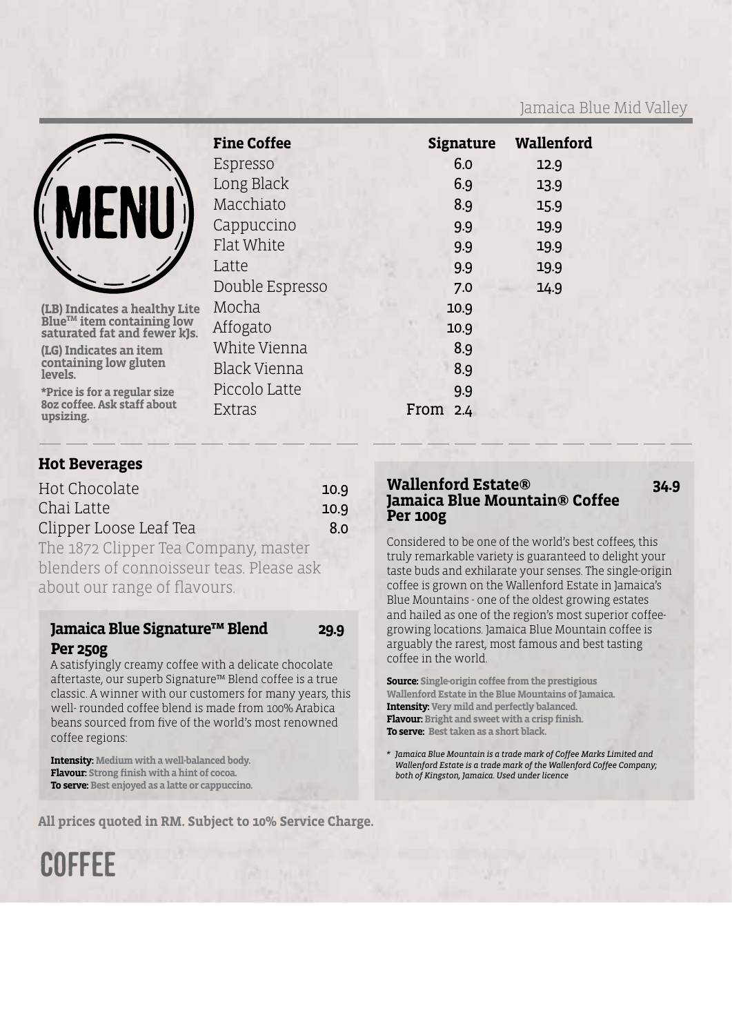Jamaica Blue Mid Valley

# MENU

**(LB) Indicates a healthy Lite Blue™ item containing low saturated fat and fewer kJs.**

**(LG) Indicates an item containing low gluten levels.**

***Price is for a regular size 8oz coffee. Ask staff about upsizing.**

| Fine Coffee | Signature | Wallenford |
|---|---|---|
| Espresso | 6.0 | 12.9 |
| Long Black | 6.9 | 13.9 |
| Macchiato | 8.9 | 15.9 |
| Cappuccino | 9.9 | 19.9 |
| Flat White | 9.9 | 19.9 |
| Latte | 9.9 | 19.9 |
| Double Espresso | 7.0 | 14.9 |
| Mocha | 10.9 | |
| Affogato | 10.9 | |
| White Vienna | 8.9 | |
| Black Vienna | 8.9 | |
| Piccolo Latte | 9.9 | |
| Extras | From 2.4 | |

## Hot Beverages

| | |
|---|---|
| Hot Chocolate | 10.9 |
| Chai Latte | 10.9 |
| Clipper Loose Leaf Tea | 8.0 |

The 1872 Clipper Tea Company, master blenders of connoisseur teas. Please ask about our range of flavours.

### Jamaica Blue Signature™ Blend Per 250g — 29.9

A satisfyingly creamy coffee with a delicate chocolate aftertaste, our superb Signature™ Blend coffee is a true classic. A winner with our customers for many years, this well- rounded coffee blend is made from 100% Arabica beans sourced from five of the world's most renowned coffee regions:

**Intensity:** Medium with a well-balanced body.
**Flavour:** Strong finish with a hint of cocoa.
**To serve:** Best enjoyed as a latte or cappuccino.

### Wallenford Estate® Jamaica Blue Mountain® Coffee Per 100g — 34.9

Considered to be one of the world's best coffees, this truly remarkable variety is guaranteed to delight your taste buds and exhilarate your senses. The single-origin coffee is grown on the Wallenford Estate in Jamaica's Blue Mountains - one of the oldest growing estates and hailed as one of the region's most superior coffee-growing locations. Jamaica Blue Mountain coffee is arguably the rarest, most famous and best tasting coffee in the world.

**Source:** Single-origin coffee from the prestigious Wallenford Estate in the Blue Mountains of Jamaica.
**Intensity:** Very mild and perfectly balanced.
**Flavour:** Bright and sweet with a crisp finish.
**To serve:** Best taken as a short black.

*\* Jamaica Blue Mountain is a trade mark of Coffee Marks Limited and Wallenford Estate is a trade mark of the Wallenford Coffee Company; both of Kingston, Jamaica. Used under licence*

**All prices quoted in RM. Subject to 10% Service Charge.**

# COFFEE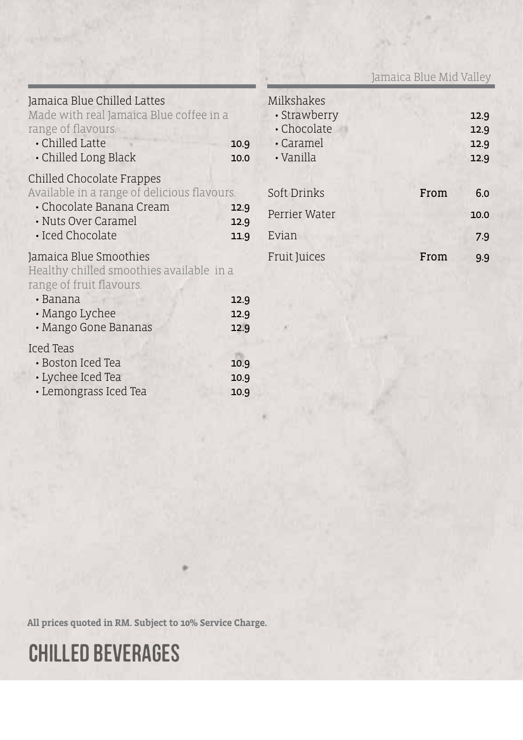# CHILLED BEVERAGES

## Jamaica Blue Chilled Lattes

Made with real Jamaica Blue coffee in a range of flavours.

- Chilled Latte 10.9
- Chilled Long Black 10.0

## Chilled Chocolate Frappes

Available in a range of delicious flavours.

- Chocolate Banana Cream 12.9
- Nuts Over Caramel 12.9
- Iced Chocolate 11.9

## Jamaica Blue Smoothies

Healthy chilled smoothies available in a range of fruit flavours.

- Banana 12.9
- Mango Lychee 12.9
- Mango Gone Bananas 12.9

## Iced Teas

- Boston Iced Tea 10.9
- Lychee Iced Tea 10.9
- Lemongrass Iced Tea 10.9

## Milkshakes

- Strawberry 12.9
- Chocolate 12.9
- Caramel 12.9
- Vanilla 12.9

Soft Drinks From 6.0

Perrier Water 10.0

Evian 7.9

Fruit Juices From 9.9

**All prices quoted in RM. Subject to 10% Service Charge.**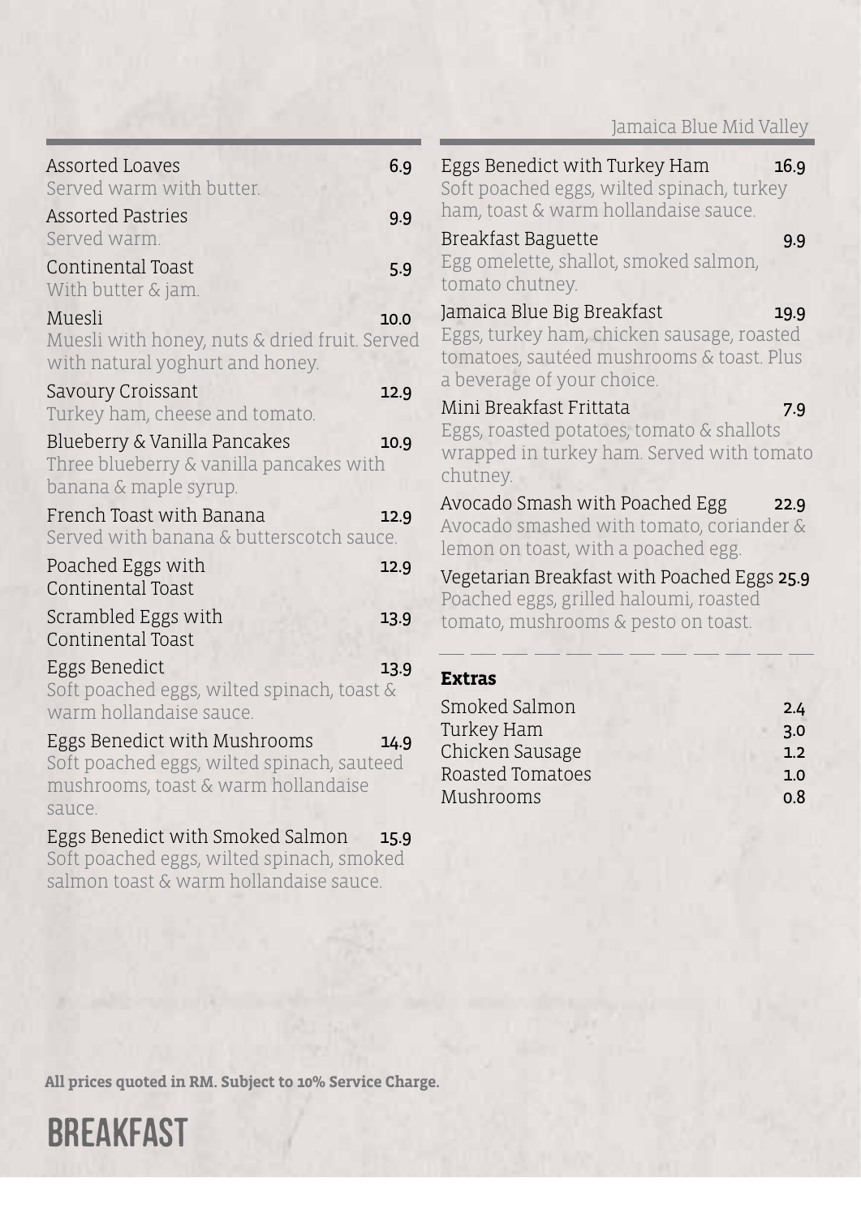Jamaica Blue Mid Valley

# BREAKFAST

**Assorted Loaves** 6.9
Served warm with butter.

**Assorted Pastries** 9.9
Served warm.

**Continental Toast** 5.9
With butter & jam.

**Muesli** 10.0
Muesli with honey, nuts & dried fruit. Served with natural yoghurt and honey.

**Savoury Croissant** 12.9
Turkey ham, cheese and tomato.

**Blueberry & Vanilla Pancakes** 10.9
Three blueberry & vanilla pancakes with banana & maple syrup.

**French Toast with Banana** 12.9
Served with banana & butterscotch sauce.

**Poached Eggs with Continental Toast** 12.9

**Scrambled Eggs with Continental Toast** 13.9

**Eggs Benedict** 13.9
Soft poached eggs, wilted spinach, toast & warm hollandaise sauce.

**Eggs Benedict with Mushrooms** 14.9
Soft poached eggs, wilted spinach, sauteed mushrooms, toast & warm hollandaise sauce.

**Eggs Benedict with Smoked Salmon** 15.9
Soft poached eggs, wilted spinach, smoked salmon toast & warm hollandaise sauce.

**Eggs Benedict with Turkey Ham** 16.9
Soft poached eggs, wilted spinach, turkey ham, toast & warm hollandaise sauce.

**Breakfast Baguette** 9.9
Egg omelette, shallot, smoked salmon, tomato chutney.

**Jamaica Blue Big Breakfast** 19.9
Eggs, turkey ham, chicken sausage, roasted tomatoes, sautéed mushrooms & toast. Plus a beverage of your choice.

**Mini Breakfast Frittata** 7.9
Eggs, roasted potatoes, tomato & shallots wrapped in turkey ham. Served with tomato chutney.

**Avocado Smash with Poached Egg** 22.9
Avocado smashed with tomato, coriander & lemon on toast, with a poached egg.

**Vegetarian Breakfast with Poached Eggs** 25.9
Poached eggs, grilled haloumi, roasted tomato, mushrooms & pesto on toast.

## Extras

| Item | Price |
| --- | --- |
| Smoked Salmon | 2.4 |
| Turkey Ham | 3.0 |
| Chicken Sausage | 1.2 |
| Roasted Tomatoes | 1.0 |
| Mushrooms | 0.8 |

**All prices quoted in RM. Subject to 10% Service Charge.**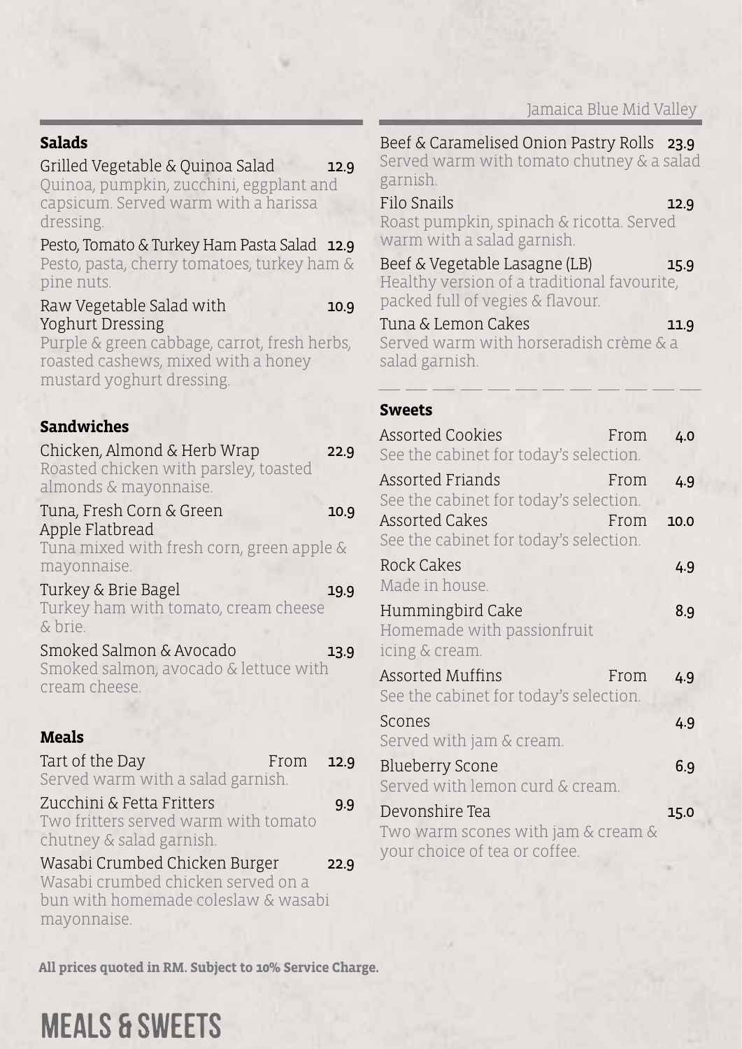Jamaica Blue Mid Valley

## Salads

**Grilled Vegetable & Quinoa Salad** 12.9
Quinoa, pumpkin, zucchini, eggplant and capsicum. Served warm with a harissa dressing.

**Pesto, Tomato & Turkey Ham Pasta Salad** 12.9
Pesto, pasta, cherry tomatoes, turkey ham & pine nuts.

**Raw Vegetable Salad with Yoghurt Dressing** 10.9
Purple & green cabbage, carrot, fresh herbs, roasted cashews, mixed with a honey mustard yoghurt dressing.

## Sandwiches

**Chicken, Almond & Herb Wrap** 22.9
Roasted chicken with parsley, toasted almonds & mayonnaise.

**Tuna, Fresh Corn & Green Apple Flatbread** 10.9
Tuna mixed with fresh corn, green apple & mayonnaise.

**Turkey & Brie Bagel** 19.9
Turkey ham with tomato, cream cheese & brie.

**Smoked Salmon & Avocado** 13.9
Smoked salmon, avocado & lettuce with cream cheese.

## Meals

**Tart of the Day** From 12.9
Served warm with a salad garnish.

**Zucchini & Fetta Fritters** 9.9
Two fritters served warm with tomato chutney & salad garnish.

**Wasabi Crumbed Chicken Burger** 22.9
Wasabi crumbed chicken served on a bun with homemade coleslaw & wasabi mayonnaise.

**Beef & Caramelised Onion Pastry Rolls** 23.9
Served warm with tomato chutney & a salad garnish.

**Filo Snails** 12.9
Roast pumpkin, spinach & ricotta. Served warm with a salad garnish.

**Beef & Vegetable Lasagne (LB)** 15.9
Healthy version of a traditional favourite, packed full of vegies & flavour.

**Tuna & Lemon Cakes** 11.9
Served warm with horseradish crème & a salad garnish.

## Sweets

**Assorted Cookies** From 4.0
See the cabinet for today's selection.

**Assorted Friands** From 4.9
See the cabinet for today's selection.

**Assorted Cakes** From 10.0
See the cabinet for today's selection.

**Rock Cakes** 4.9
Made in house.

**Hummingbird Cake** 8.9
Homemade with passionfruit icing & cream.

**Assorted Muffins** From 4.9
See the cabinet for today's selection.

**Scones** 4.9
Served with jam & cream.

**Blueberry Scone** 6.9
Served with lemon curd & cream.

**Devonshire Tea** 15.0
Two warm scones with jam & cream & your choice of tea or coffee.

**All prices quoted in RM. Subject to 10% Service Charge.**

# MEALS & SWEETS